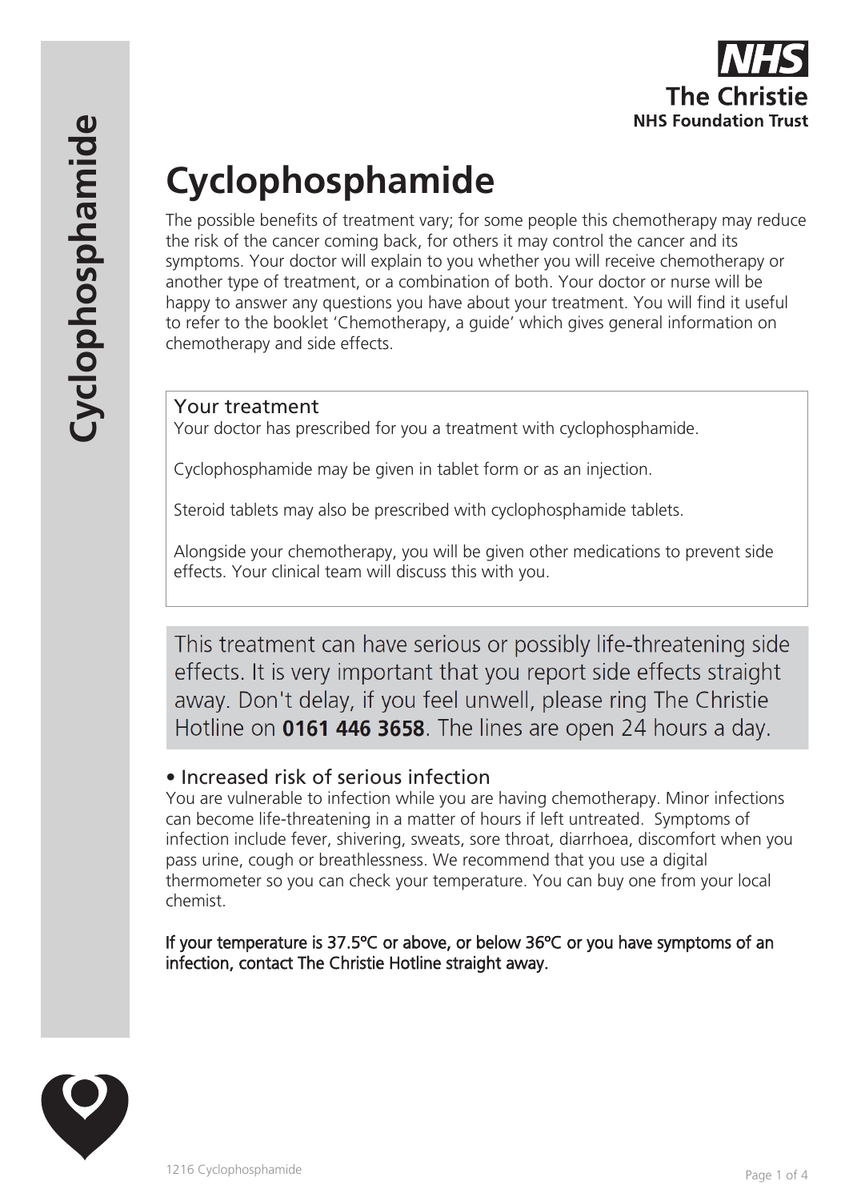# Cyclophosphamide

The possible benefits of treatment vary; for some people this chemotherapy may reduce the risk of the cancer coming back, for others it may control the cancer and its symptoms. Your doctor will explain to you whether you will receive chemotherapy or another type of treatment, or a combination of both. Your doctor or nurse will be happy to answer any questions you have about your treatment. You will find it useful to refer to the booklet 'Chemotherapy, a guide' which gives general information on chemotherapy and side effects.

## Your treatment

Your doctor has prescribed for you a treatment with cyclophosphamide.

Cyclophosphamide may be given in tablet form or as an injection.

Steroid tablets may also be prescribed with cyclophosphamide tablets.

Alongside your chemotherapy, you will be given other medications to prevent side effects. Your clinical team will discuss this with you.

This treatment can have serious or possibly life-threatening side effects. It is very important that you report side effects straight away. Don't delay, if you feel unwell, please ring The Christie Hotline on **0161 446 3658**. The lines are open 24 hours a day.

## • Increased risk of serious infection

You are vulnerable to infection while you are having chemotherapy. Minor infections can become life-threatening in a matter of hours if left untreated. Symptoms of infection include fever, shivering, sweats, sore throat, diarrhoea, discomfort when you pass urine, cough or breathlessness. We recommend that you use a digital thermometer so you can check your temperature. You can buy one from your local chemist.

**If your temperature is 37.5ºC or above, or below 36ºC or you have symptoms of an infection, contact The Christie Hotline straight away.**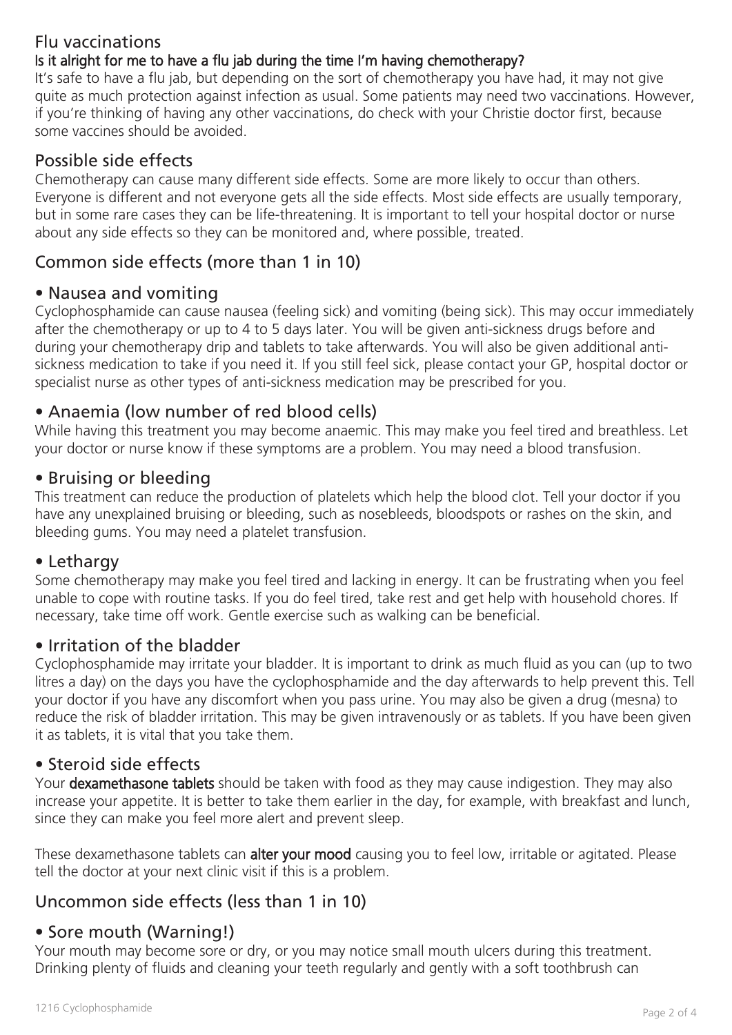## Flu vaccinations

### Is it alright for me to have a flu jab during the time I'm having chemotherapy?

It's safe to have a flu jab, but depending on the sort of chemotherapy you have had, it may not give quite as much protection against infection as usual. Some patients may need two vaccinations. However, if you're thinking of having any other vaccinations, do check with your Christie doctor first, because some vaccines should be avoided.

## Possible side effects

Chemotherapy can cause many different side effects. Some are more likely to occur than others. Everyone is different and not everyone gets all the side effects. Most side effects are usually temporary, but in some rare cases they can be life-threatening. It is important to tell your hospital doctor or nurse about any side effects so they can be monitored and, where possible, treated.

## Common side effects (more than 1 in 10)

### • Nausea and vomiting

Cyclophosphamide can cause nausea (feeling sick) and vomiting (being sick). This may occur immediately after the chemotherapy or up to 4 to 5 days later. You will be given anti-sickness drugs before and during your chemotherapy drip and tablets to take afterwards. You will also be given additional anti-sickness medication to take if you need it. If you still feel sick, please contact your GP, hospital doctor or specialist nurse as other types of anti-sickness medication may be prescribed for you.

### • Anaemia (low number of red blood cells)

While having this treatment you may become anaemic. This may make you feel tired and breathless. Let your doctor or nurse know if these symptoms are a problem. You may need a blood transfusion.

### • Bruising or bleeding

This treatment can reduce the production of platelets which help the blood clot. Tell your doctor if you have any unexplained bruising or bleeding, such as nosebleeds, bloodspots or rashes on the skin, and bleeding gums. You may need a platelet transfusion.

### • Lethargy

Some chemotherapy may make you feel tired and lacking in energy. It can be frustrating when you feel unable to cope with routine tasks. If you do feel tired, take rest and get help with household chores. If necessary, take time off work. Gentle exercise such as walking can be beneficial.

### • Irritation of the bladder

Cyclophosphamide may irritate your bladder. It is important to drink as much fluid as you can (up to two litres a day) on the days you have the cyclophosphamide and the day afterwards to help prevent this. Tell your doctor if you have any discomfort when you pass urine. You may also be given a drug (mesna) to reduce the risk of bladder irritation. This may be given intravenously or as tablets. If you have been given it as tablets, it is vital that you take them.

### • Steroid side effects

Your **dexamethasone tablets** should be taken with food as they may cause indigestion. They may also increase your appetite. It is better to take them earlier in the day, for example, with breakfast and lunch, since they can make you feel more alert and prevent sleep.

These dexamethasone tablets can **alter your mood** causing you to feel low, irritable or agitated. Please tell the doctor at your next clinic visit if this is a problem.

## Uncommon side effects (less than 1 in 10)

### • Sore mouth (Warning!)

Your mouth may become sore or dry, or you may notice small mouth ulcers during this treatment. Drinking plenty of fluids and cleaning your teeth regularly and gently with a soft toothbrush can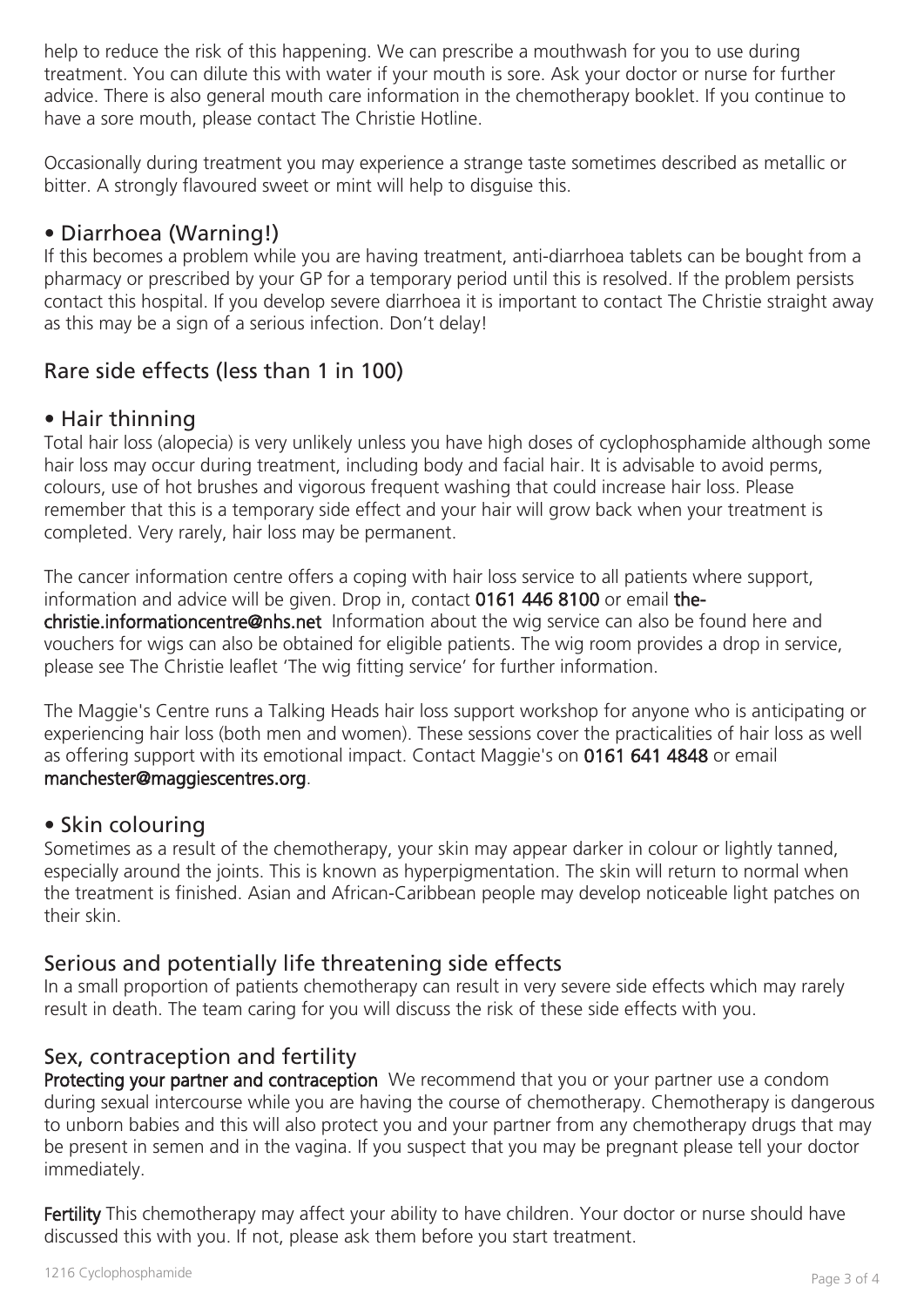help to reduce the risk of this happening. We can prescribe a mouthwash for you to use during treatment. You can dilute this with water if your mouth is sore. Ask your doctor or nurse for further advice. There is also general mouth care information in the chemotherapy booklet. If you continue to have a sore mouth, please contact The Christie Hotline.

Occasionally during treatment you may experience a strange taste sometimes described as metallic or bitter. A strongly flavoured sweet or mint will help to disguise this.

### • Diarrhoea (Warning!)

If this becomes a problem while you are having treatment, anti-diarrhoea tablets can be bought from a pharmacy or prescribed by your GP for a temporary period until this is resolved. If the problem persists contact this hospital. If you develop severe diarrhoea it is important to contact The Christie straight away as this may be a sign of a serious infection. Don't delay!

## Rare side effects (less than 1 in 100)

### • Hair thinning

Total hair loss (alopecia) is very unlikely unless you have high doses of cyclophosphamide although some hair loss may occur during treatment, including body and facial hair. It is advisable to avoid perms, colours, use of hot brushes and vigorous frequent washing that could increase hair loss. Please remember that this is a temporary side effect and your hair will grow back when your treatment is completed. Very rarely, hair loss may be permanent.

The cancer information centre offers a coping with hair loss service to all patients where support, information and advice will be given. Drop in, contact **0161 446 8100** or email **the-christie.informationcentre@nhs.net** Information about the wig service can also be found here and vouchers for wigs can also be obtained for eligible patients. The wig room provides a drop in service, please see The Christie leaflet 'The wig fitting service' for further information.

The Maggie's Centre runs a Talking Heads hair loss support workshop for anyone who is anticipating or experiencing hair loss (both men and women). These sessions cover the practicalities of hair loss as well as offering support with its emotional impact. Contact Maggie's on **0161 641 4848** or email **manchester@maggiescentres.org**.

### • Skin colouring

Sometimes as a result of the chemotherapy, your skin may appear darker in colour or lightly tanned, especially around the joints. This is known as hyperpigmentation. The skin will return to normal when the treatment is finished. Asian and African-Caribbean people may develop noticeable light patches on their skin.

## Serious and potentially life threatening side effects

In a small proportion of patients chemotherapy can result in very severe side effects which may rarely result in death. The team caring for you will discuss the risk of these side effects with you.

## Sex, contraception and fertility

**Protecting your partner and contraception** We recommend that you or your partner use a condom during sexual intercourse while you are having the course of chemotherapy. Chemotherapy is dangerous to unborn babies and this will also protect you and your partner from any chemotherapy drugs that may be present in semen and in the vagina. If you suspect that you may be pregnant please tell your doctor immediately.

**Fertility** This chemotherapy may affect your ability to have children. Your doctor or nurse should have discussed this with you. If not, please ask them before you start treatment.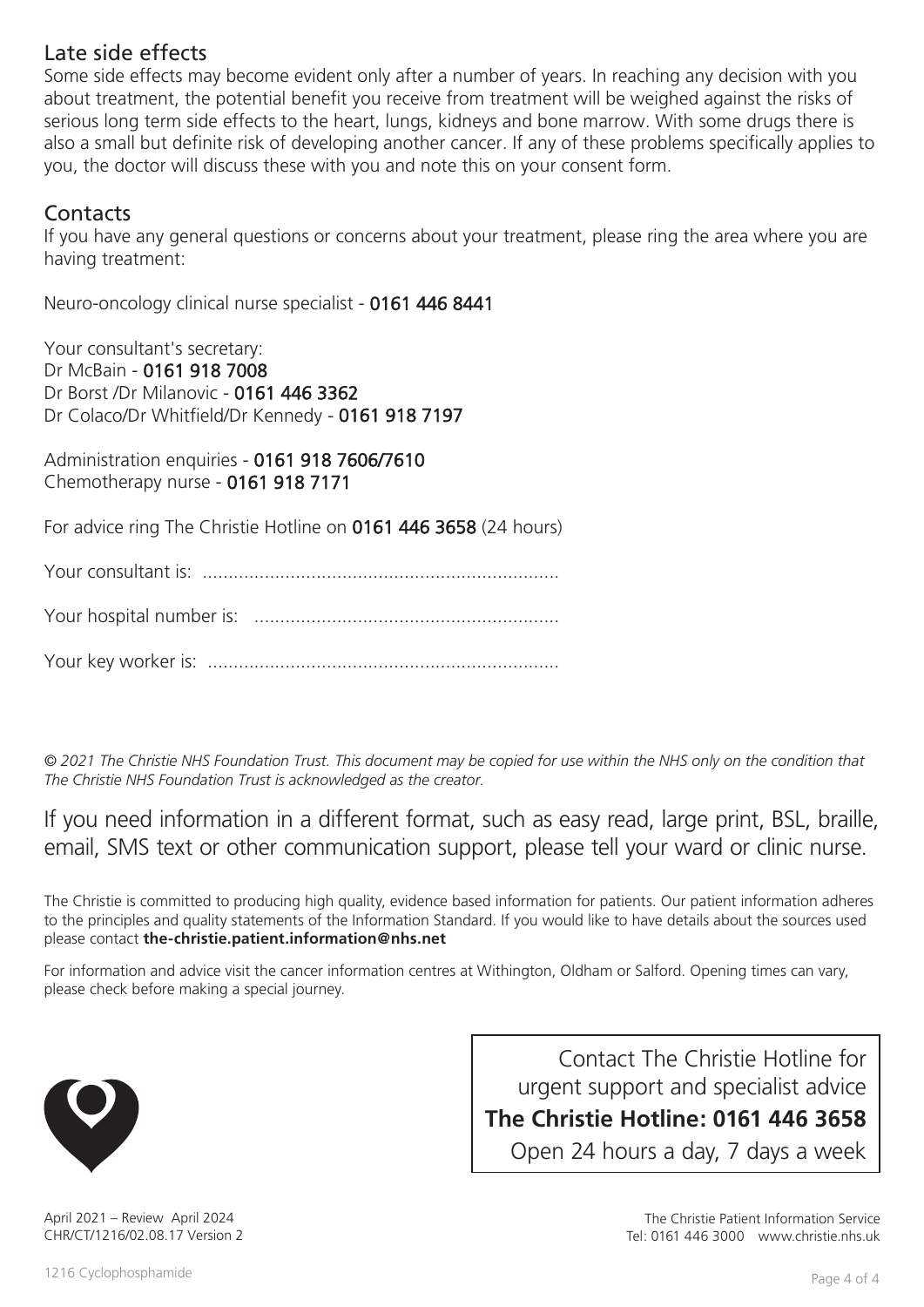## Late side effects

Some side effects may become evident only after a number of years. In reaching any decision with you about treatment, the potential benefit you receive from treatment will be weighed against the risks of serious long term side effects to the heart, lungs, kidneys and bone marrow. With some drugs there is also a small but definite risk of developing another cancer. If any of these problems specifically applies to you, the doctor will discuss these with you and note this on your consent form.

## Contacts

If you have any general questions or concerns about your treatment, please ring the area where you are having treatment:

Neuro-oncology clinical nurse specialist - **0161 446 8441**

Your consultant's secretary:
Dr McBain - **0161 918 7008**
Dr Borst /Dr Milanovic - **0161 446 3362**
Dr Colaco/Dr Whitfield/Dr Kennedy - **0161 918 7197**

Administration enquiries - **0161 918 7606/7610**
Chemotherapy nurse - **0161 918 7171**

For advice ring The Christie Hotline on **0161 446 3658** (24 hours)

Your consultant is: ....................................................................

Your hospital number is: ..........................................................

Your key worker is: ....................................................................

*© 2021 The Christie NHS Foundation Trust. This document may be copied for use within the NHS only on the condition that The Christie NHS Foundation Trust is acknowledged as the creator.*

If you need information in a different format, such as easy read, large print, BSL, braille, email, SMS text or other communication support, please tell your ward or clinic nurse.

The Christie is committed to producing high quality, evidence based information for patients. Our patient information adheres to the principles and quality statements of the Information Standard. If you would like to have details about the sources used please contact **the-christie.patient.information@nhs.net**

For information and advice visit the cancer information centres at Withington, Oldham or Salford. Opening times can vary, please check before making a special journey.

Contact The Christie Hotline for urgent support and specialist advice
**The Christie Hotline: 0161 446 3658**
Open 24 hours a day, 7 days a week

April 2021 – Review April 2024
CHR/CT/1216/02.08.17 Version 2

The Christie Patient Information Service
Tel: 0161 446 3000 www.christie.nhs.uk

1216 Cyclophosphamide